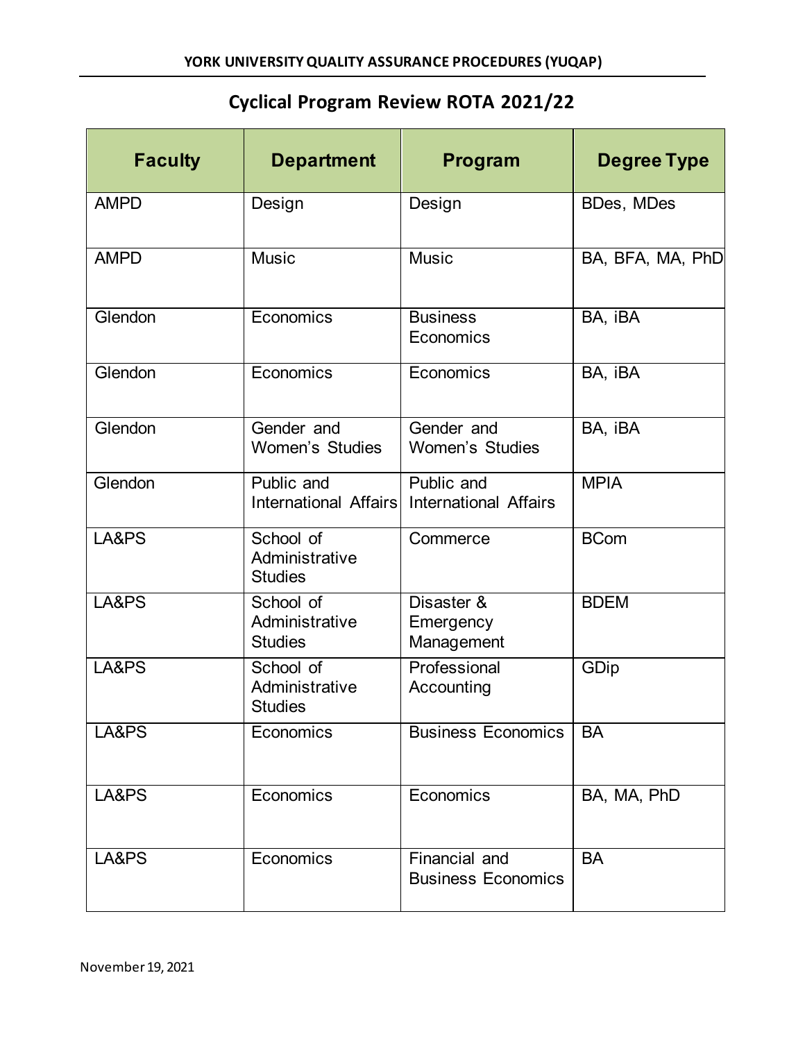# Cyclical Program Review ROTA 2021/22

| Faculty | Department | Program | Degree Type |
|---|---|---|---|
| AMPD | Design | Design | BDes, MDes |
| AMPD | Music | Music | BA, BFA, MA, PhD |
| Glendon | Economics | Business Economics | BA, iBA |
| Glendon | Economics | Economics | BA, iBA |
| Glendon | Gender and Women's Studies | Gender and Women's Studies | BA, iBA |
| Glendon | Public and International Affairs | Public and International Affairs | MPIA |
| LA&PS | School of Administrative Studies | Commerce | BCom |
| LA&PS | School of Administrative Studies | Disaster & Emergency Management | BDEM |
| LA&PS | School of Administrative Studies | Professional Accounting | GDip |
| LA&PS | Economics | Business Economics | BA |
| LA&PS | Economics | Economics | BA, MA, PhD |
| LA&PS | Economics | Financial and Business Economics | BA |

November 19, 2021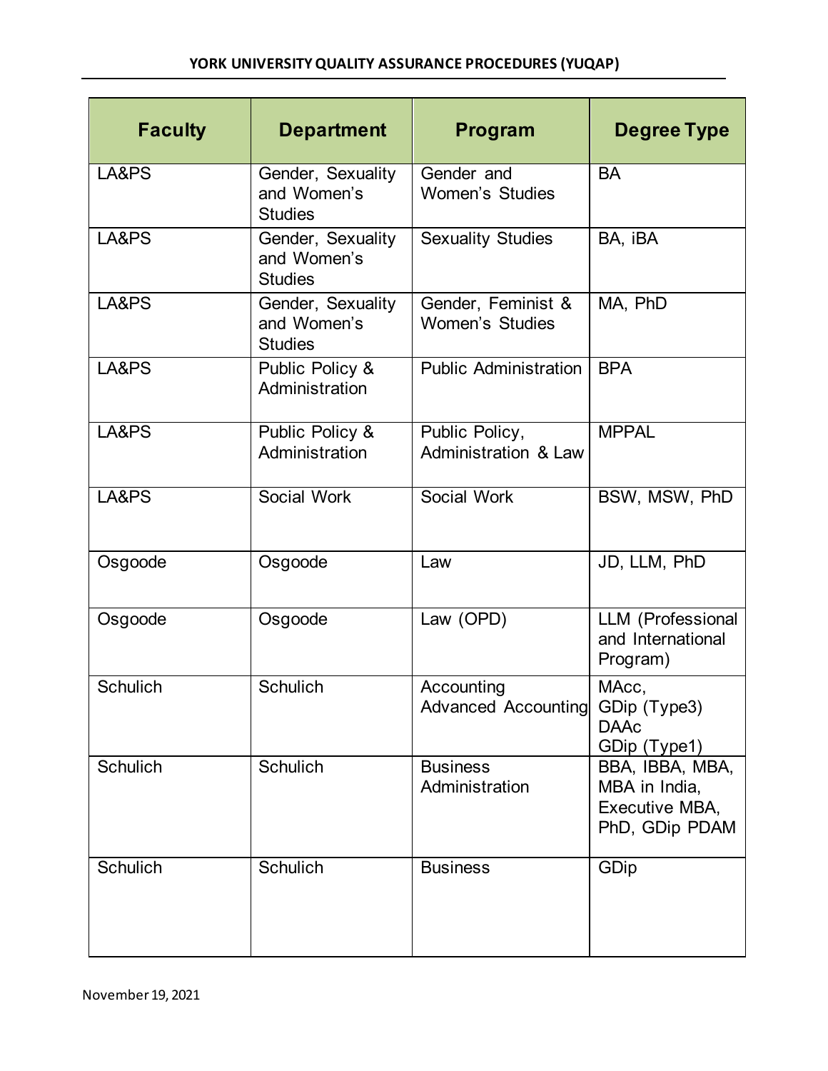| Faculty | Department | Program | Degree Type |
|---|---|---|---|
| LA&PS | Gender, Sexuality and Women's Studies | Gender and Women's Studies | BA |
| LA&PS | Gender, Sexuality and Women's Studies | Sexuality Studies | BA, iBA |
| LA&PS | Gender, Sexuality and Women's Studies | Gender, Feminist & Women's Studies | MA, PhD |
| LA&PS | Public Policy & Administration | Public Administration | BPA |
| LA&PS | Public Policy & Administration | Public Policy, Administration & Law | MPPAL |
| LA&PS | Social Work | Social Work | BSW, MSW, PhD |
| Osgoode | Osgoode | Law | JD, LLM, PhD |
| Osgoode | Osgoode | Law (OPD) | LLM (Professional and International Program) |
| Schulich | Schulich | Accounting Advanced Accounting | MAcc, GDip (Type3) DAAc GDip (Type1) |
| Schulich | Schulich | Business Administration | BBA, IBBA, MBA, MBA in India, Executive MBA, PhD, GDip PDAM |
| Schulich | Schulich | Business | GDip |

November 19, 2021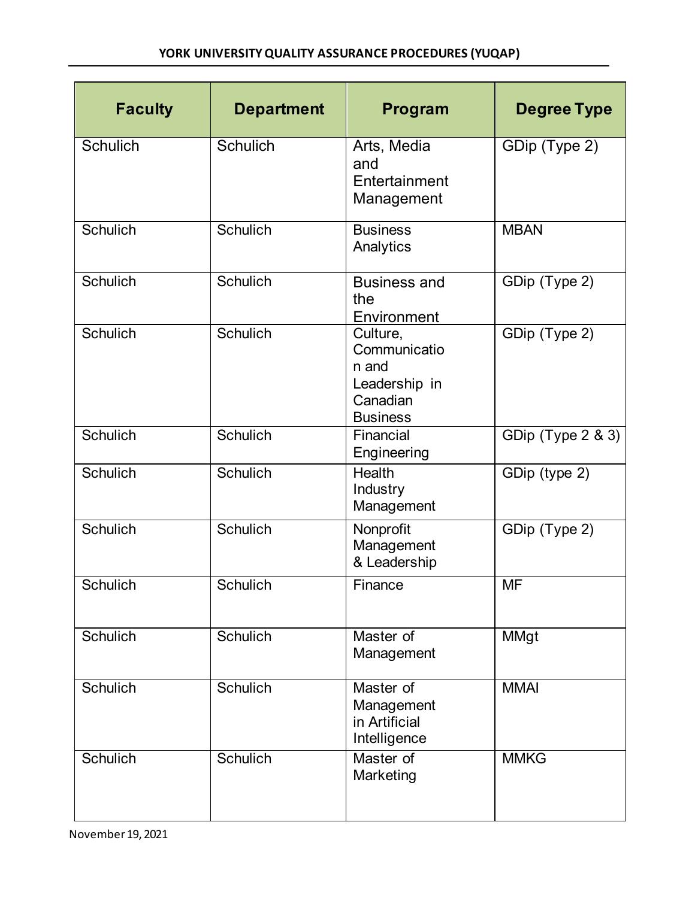| Faculty | Department | Program | Degree Type |
|---|---|---|---|
| Schulich | Schulich | Arts, Media and Entertainment Management | GDip (Type 2) |
| Schulich | Schulich | Business Analytics | MBAN |
| Schulich | Schulich | Business and the Environment | GDip (Type 2) |
| Schulich | Schulich | Culture, Communication and Leadership in Canadian Business | GDip (Type 2) |
| Schulich | Schulich | Financial Engineering | GDip (Type 2 & 3) |
| Schulich | Schulich | Health Industry Management | GDip (type 2) |
| Schulich | Schulich | Nonprofit Management & Leadership | GDip (Type 2) |
| Schulich | Schulich | Finance | MF |
| Schulich | Schulich | Master of Management | MMgt |
| Schulich | Schulich | Master of Management in Artificial Intelligence | MMAI |
| Schulich | Schulich | Master of Marketing | MMKG |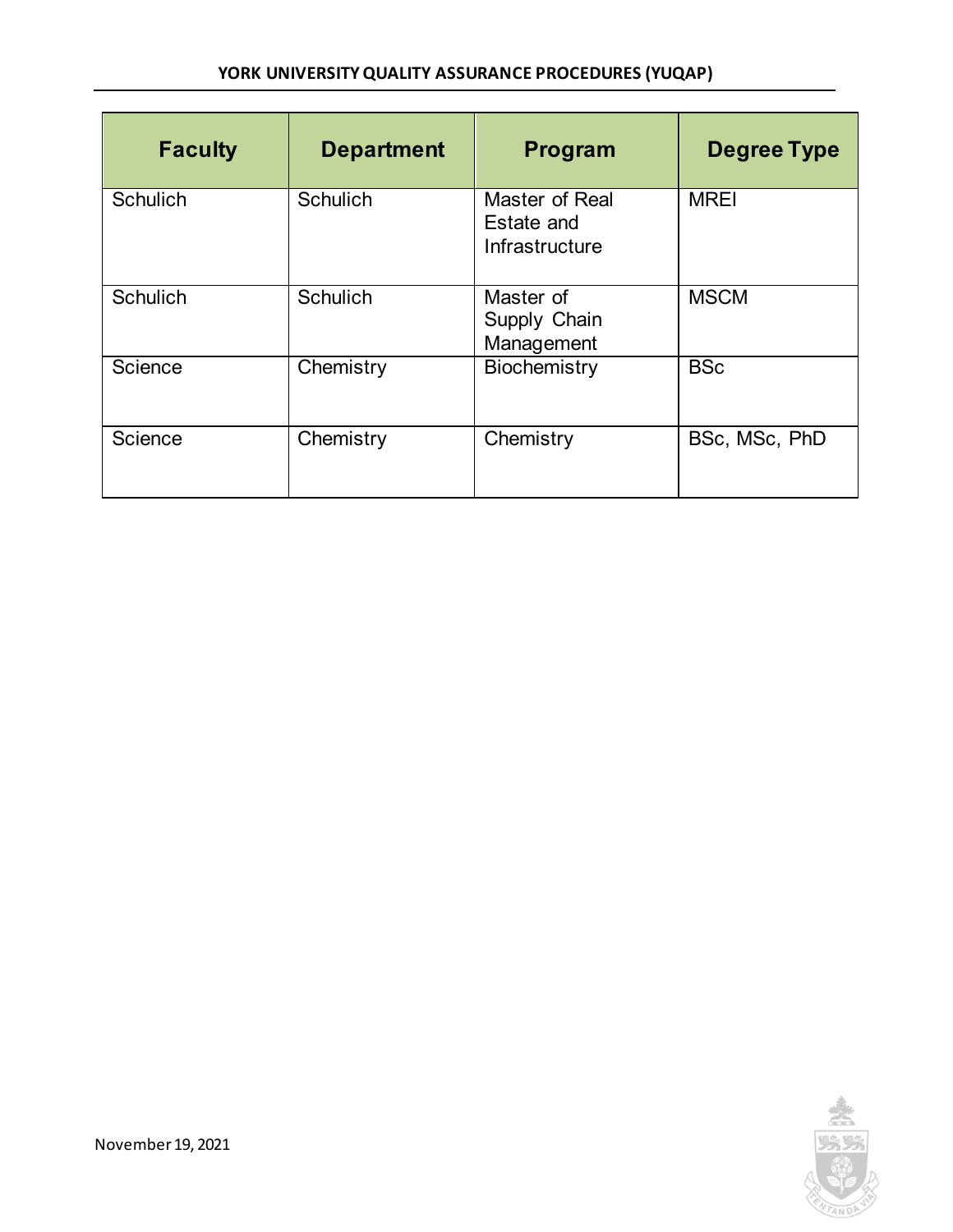| Faculty | Department | Program | Degree Type |
|---|---|---|---|
| Schulich | Schulich | Master of Real Estate and Infrastructure | MREI |
| Schulich | Schulich | Master of Supply Chain Management | MSCM |
| Science | Chemistry | Biochemistry | BSc |
| Science | Chemistry | Chemistry | BSc, MSc, PhD |